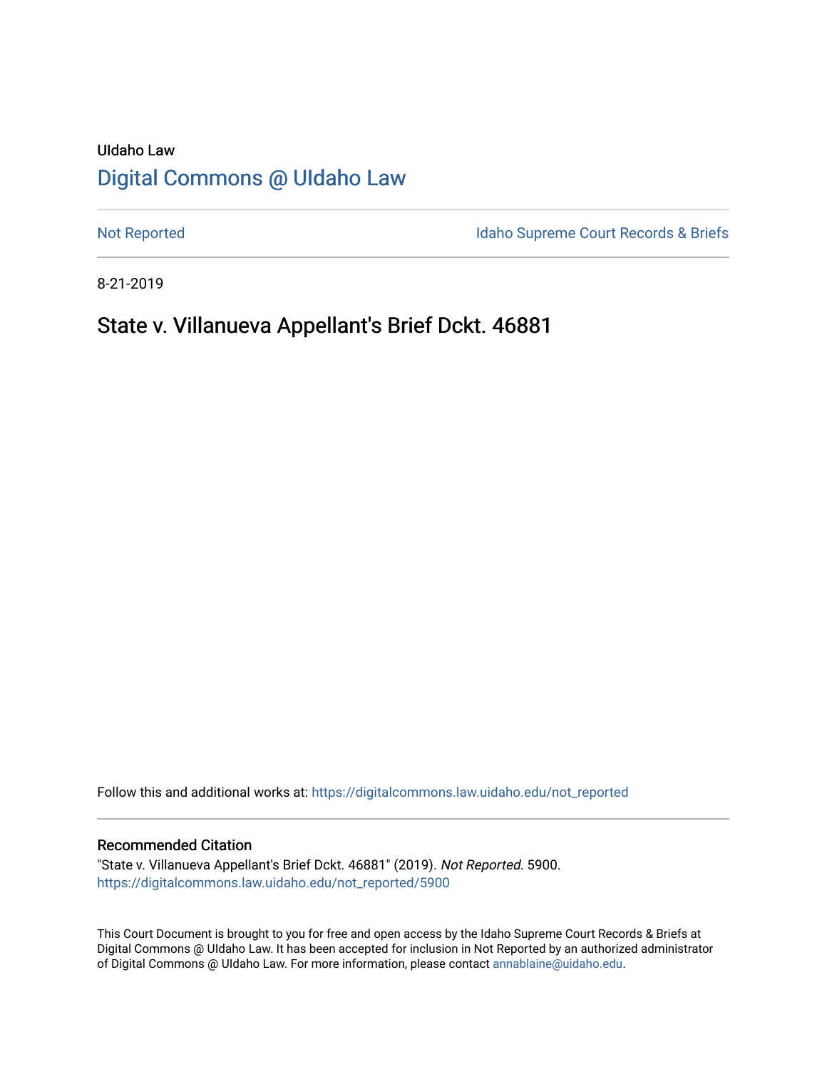UIdaho Law

# Digital Commons @ UIdaho Law

Not Reported | Idaho Supreme Court Records & Briefs

8-21-2019

## State v. Villanueva Appellant's Brief Dckt. 46881

Follow this and additional works at: https://digitalcommons.law.uidaho.edu/not_reported

### Recommended Citation

"State v. Villanueva Appellant's Brief Dckt. 46881" (2019). *Not Reported*. 5900.
https://digitalcommons.law.uidaho.edu/not_reported/5900

This Court Document is brought to you for free and open access by the Idaho Supreme Court Records & Briefs at Digital Commons @ UIdaho Law. It has been accepted for inclusion in Not Reported by an authorized administrator of Digital Commons @ UIdaho Law. For more information, please contact annablaine@uidaho.edu.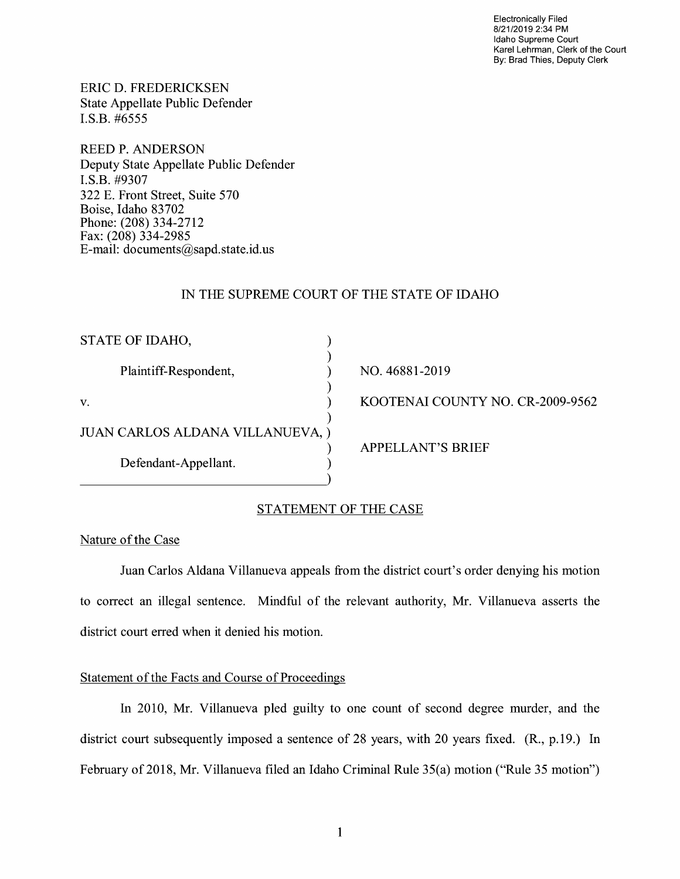Electronically Filed
8/21/2019 2:34 PM
Idaho Supreme Court
Karel Lehrman, Clerk of the Court
By: Brad Thies, Deputy Clerk

ERIC D. FREDERICKSEN
State Appellate Public Defender
I.S.B. #6555

REED P. ANDERSON
Deputy State Appellate Public Defender
I.S.B. #9307
322 E. Front Street, Suite 570
Boise, Idaho 83702
Phone: (208) 334-2712
Fax: (208) 334-2985
E-mail: documents@sapd.state.id.us

IN THE SUPREME COURT OF THE STATE OF IDAHO

| | |
|---|---|
| STATE OF IDAHO, | |
| Plaintiff-Respondent, | NO. 46881-2019 |
| v. | KOOTENAI COUNTY NO. CR-2009-9562 |
| JUAN CARLOS ALDANA VILLANUEVA, | APPELLANT'S BRIEF |
| Defendant-Appellant. | |

## STATEMENT OF THE CASE

### Nature of the Case

Juan Carlos Aldana Villanueva appeals from the district court's order denying his motion to correct an illegal sentence. Mindful of the relevant authority, Mr. Villanueva asserts the district court erred when it denied his motion.

### Statement of the Facts and Course of Proceedings

In 2010, Mr. Villanueva pled guilty to one count of second degree murder, and the district court subsequently imposed a sentence of 28 years, with 20 years fixed. (R., p.19.) In February of 2018, Mr. Villanueva filed an Idaho Criminal Rule 35(a) motion ("Rule 35 motion")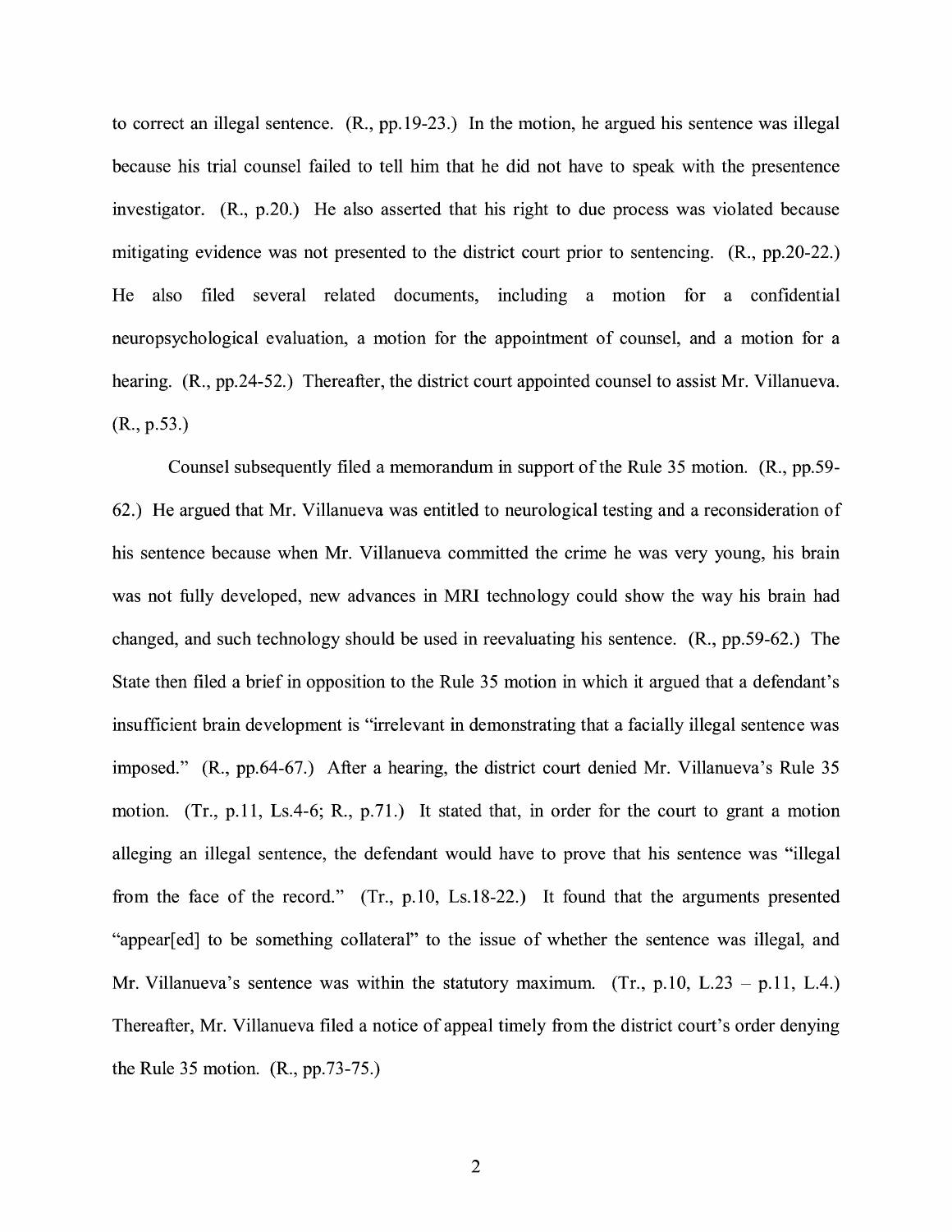to correct an illegal sentence. (R., pp.19-23.) In the motion, he argued his sentence was illegal because his trial counsel failed to tell him that he did not have to speak with the presentence investigator. (R., p.20.) He also asserted that his right to due process was violated because mitigating evidence was not presented to the district court prior to sentencing. (R., pp.20-22.) He also filed several related documents, including a motion for a confidential neuropsychological evaluation, a motion for the appointment of counsel, and a motion for a hearing. (R., pp.24-52.) Thereafter, the district court appointed counsel to assist Mr. Villanueva. (R., p.53.)

Counsel subsequently filed a memorandum in support of the Rule 35 motion. (R., pp.59-62.) He argued that Mr. Villanueva was entitled to neurological testing and a reconsideration of his sentence because when Mr. Villanueva committed the crime he was very young, his brain was not fully developed, new advances in MRI technology could show the way his brain had changed, and such technology should be used in reevaluating his sentence. (R., pp.59-62.) The State then filed a brief in opposition to the Rule 35 motion in which it argued that a defendant's insufficient brain development is "irrelevant in demonstrating that a facially illegal sentence was imposed." (R., pp.64-67.) After a hearing, the district court denied Mr. Villanueva's Rule 35 motion. (Tr., p.11, Ls.4-6; R., p.71.) It stated that, in order for the court to grant a motion alleging an illegal sentence, the defendant would have to prove that his sentence was "illegal from the face of the record." (Tr., p.10, Ls.18-22.) It found that the arguments presented "appear[ed] to be something collateral" to the issue of whether the sentence was illegal, and Mr. Villanueva's sentence was within the statutory maximum. (Tr., p.10, L.23 – p.11, L.4.) Thereafter, Mr. Villanueva filed a notice of appeal timely from the district court's order denying the Rule 35 motion. (R., pp.73-75.)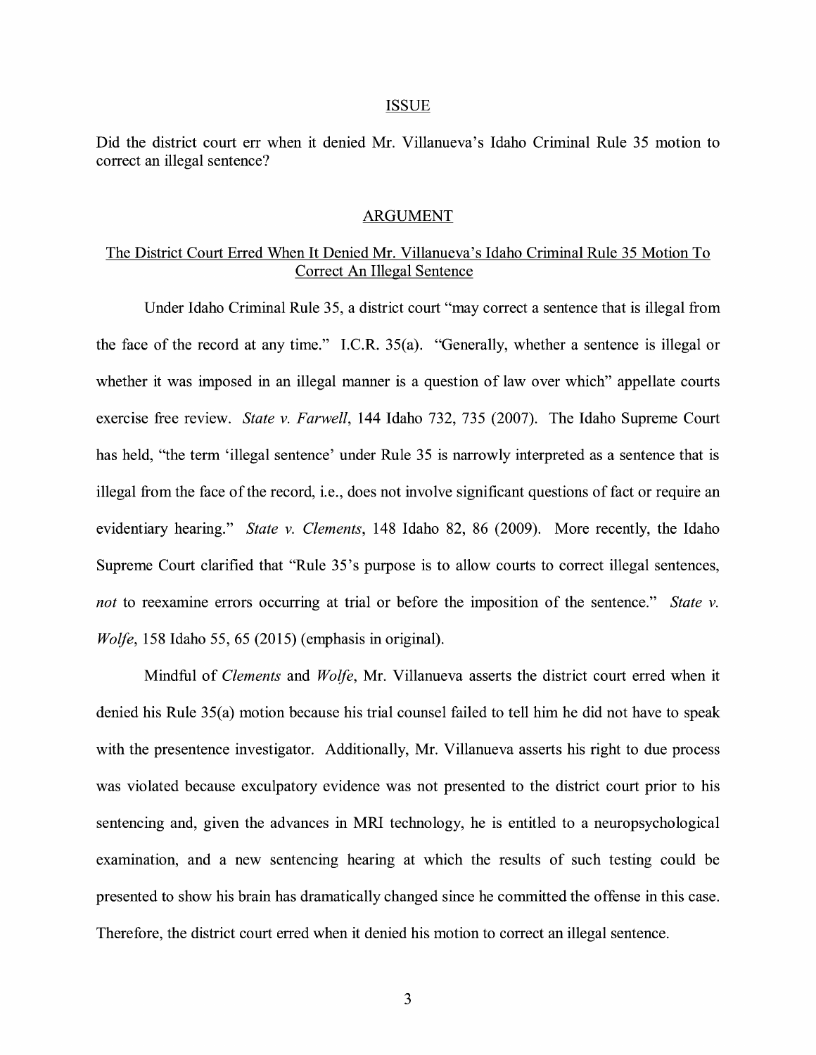## ISSUE

Did the district court err when it denied Mr. Villanueva's Idaho Criminal Rule 35 motion to correct an illegal sentence?

## ARGUMENT

### The District Court Erred When It Denied Mr. Villanueva's Idaho Criminal Rule 35 Motion To Correct An Illegal Sentence

Under Idaho Criminal Rule 35, a district court "may correct a sentence that is illegal from the face of the record at any time." I.C.R. 35(a). "Generally, whether a sentence is illegal or whether it was imposed in an illegal manner is a question of law over which" appellate courts exercise free review. *State v. Farwell*, 144 Idaho 732, 735 (2007). The Idaho Supreme Court has held, "the term 'illegal sentence' under Rule 35 is narrowly interpreted as a sentence that is illegal from the face of the record, i.e., does not involve significant questions of fact or require an evidentiary hearing." *State v. Clements*, 148 Idaho 82, 86 (2009). More recently, the Idaho Supreme Court clarified that "Rule 35's purpose is to allow courts to correct illegal sentences, *not* to reexamine errors occurring at trial or before the imposition of the sentence." *State v. Wolfe*, 158 Idaho 55, 65 (2015) (emphasis in original).

Mindful of *Clements* and *Wolfe*, Mr. Villanueva asserts the district court erred when it denied his Rule 35(a) motion because his trial counsel failed to tell him he did not have to speak with the presentence investigator. Additionally, Mr. Villanueva asserts his right to due process was violated because exculpatory evidence was not presented to the district court prior to his sentencing and, given the advances in MRI technology, he is entitled to a neuropsychological examination, and a new sentencing hearing at which the results of such testing could be presented to show his brain has dramatically changed since he committed the offense in this case. Therefore, the district court erred when it denied his motion to correct an illegal sentence.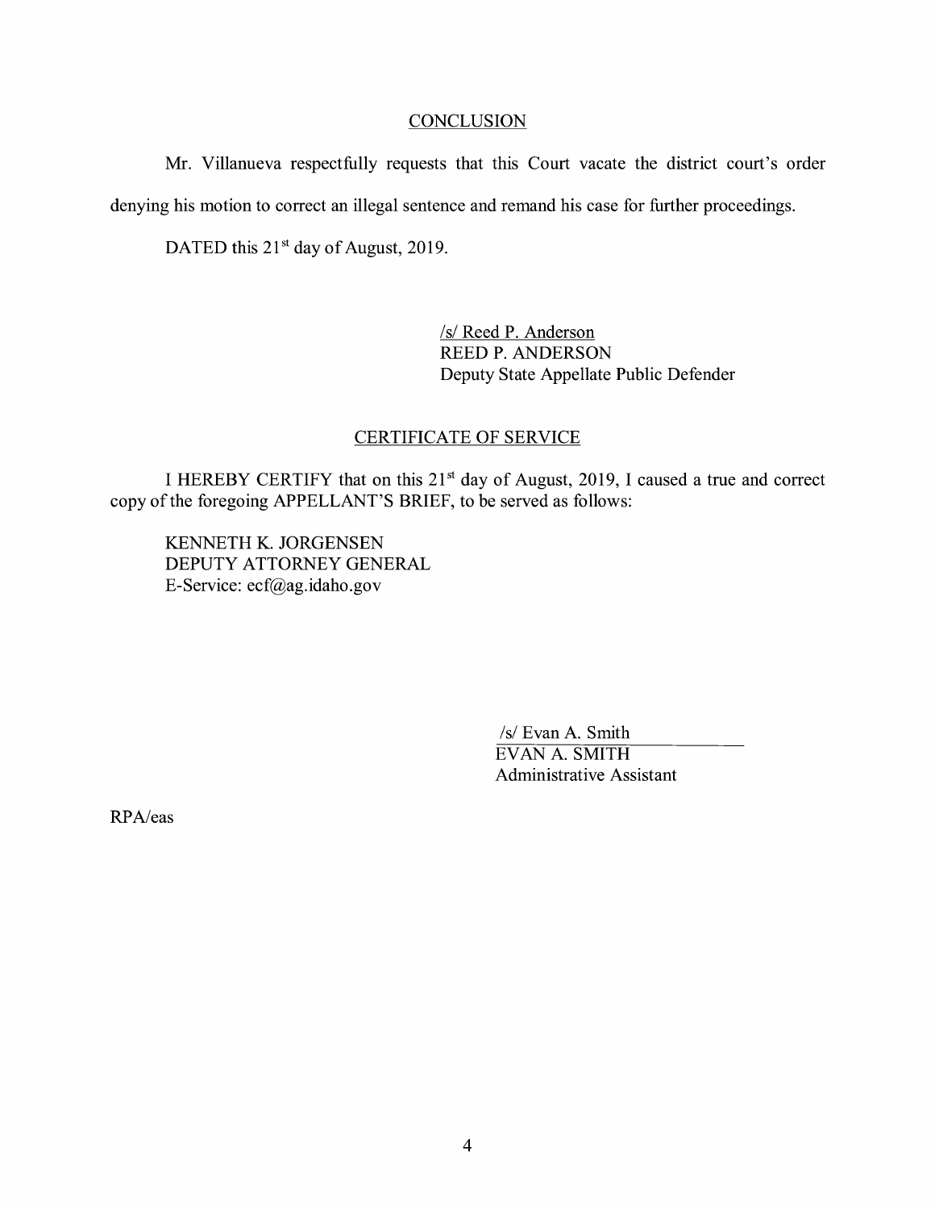## CONCLUSION

Mr. Villanueva respectfully requests that this Court vacate the district court's order denying his motion to correct an illegal sentence and remand his case for further proceedings.

DATED this 21st day of August, 2019.

/s/ Reed P. Anderson
REED P. ANDERSON
Deputy State Appellate Public Defender

## CERTIFICATE OF SERVICE

I HEREBY CERTIFY that on this 21st day of August, 2019, I caused a true and correct copy of the foregoing APPELLANT'S BRIEF, to be served as follows:

KENNETH K. JORGENSEN
DEPUTY ATTORNEY GENERAL
E-Service: ecf@ag.idaho.gov

/s/ Evan A. Smith
EVAN A. SMITH
Administrative Assistant

RPA/eas